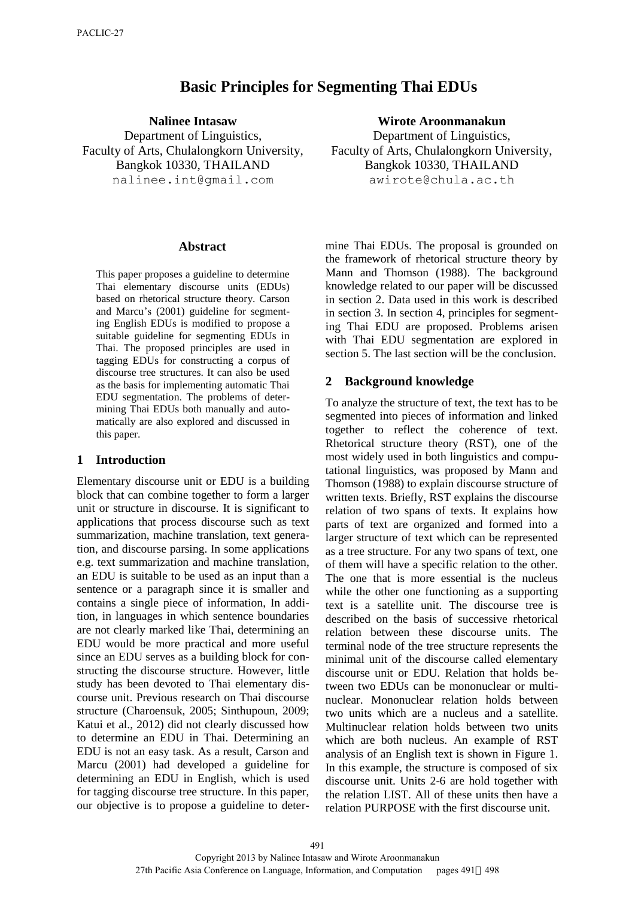# Basic Principles for Segmenting Thai EDUs

**Nalinee Intasaw**
Department of Linguistics,
Faculty of Arts, Chulalongkorn University,
Bangkok 10330, THAILAND
nalinee.int@gmail.com

**Wirote Aroonmanakun**
Department of Linguistics,
Faculty of Arts, Chulalongkorn University,
Bangkok 10330, THAILAND
awirote@chula.ac.th

## Abstract

This paper proposes a guideline to determine Thai elementary discourse units (EDUs) based on rhetorical structure theory. Carson and Marcu's (2001) guideline for segmenting English EDUs is modified to propose a suitable guideline for segmenting EDUs in Thai. The proposed principles are used in tagging EDUs for constructing a corpus of discourse tree structures. It can also be used as the basis for implementing automatic Thai EDU segmentation. The problems of determining Thai EDUs both manually and automatically are also explored and discussed in this paper.

## 1 Introduction

Elementary discourse unit or EDU is a building block that can combine together to form a larger unit or structure in discourse. It is significant to applications that process discourse such as text summarization, machine translation, text generation, and discourse parsing. In some applications e.g. text summarization and machine translation, an EDU is suitable to be used as an input than a sentence or a paragraph since it is smaller and contains a single piece of information, In addition, in languages in which sentence boundaries are not clearly marked like Thai, determining an EDU would be more practical and more useful since an EDU serves as a building block for constructing the discourse structure. However, little study has been devoted to Thai elementary discourse unit. Previous research on Thai discourse structure (Charoensuk, 2005; Sinthupoun, 2009; Katui et al., 2012) did not clearly discussed how to determine an EDU in Thai. Determining an EDU is not an easy task. As a result, Carson and Marcu (2001) had developed a guideline for determining an EDU in English, which is used for tagging discourse tree structure. In this paper, our objective is to propose a guideline to determine Thai EDUs. The proposal is grounded on the framework of rhetorical structure theory by Mann and Thomson (1988). The background knowledge related to our paper will be discussed in section 2. Data used in this work is described in section 3. In section 4, principles for segmenting Thai EDU are proposed. Problems arisen with Thai EDU segmentation are explored in section 5. The last section will be the conclusion.

## 2 Background knowledge

To analyze the structure of text, the text has to be segmented into pieces of information and linked together to reflect the coherence of text. Rhetorical structure theory (RST), one of the most widely used in both linguistics and computational linguistics, was proposed by Mann and Thomson (1988) to explain discourse structure of written texts. Briefly, RST explains the discourse relation of two spans of texts. It explains how parts of text are organized and formed into a larger structure of text which can be represented as a tree structure. For any two spans of text, one of them will have a specific relation to the other. The one that is more essential is the nucleus while the other one functioning as a supporting text is a satellite unit. The discourse tree is described on the basis of successive rhetorical relation between these discourse units. The terminal node of the tree structure represents the minimal unit of the discourse called elementary discourse unit or EDU. Relation that holds between two EDUs can be mononuclear or multinuclear. Mononuclear relation holds between two units which are a nucleus and a satellite. Multinuclear relation holds between two units which are both nucleus. An example of RST analysis of an English text is shown in Figure 1. In this example, the structure is composed of six discourse unit. Units 2-6 are hold together with the relation LIST. All of these units then have a relation PURPOSE with the first discourse unit.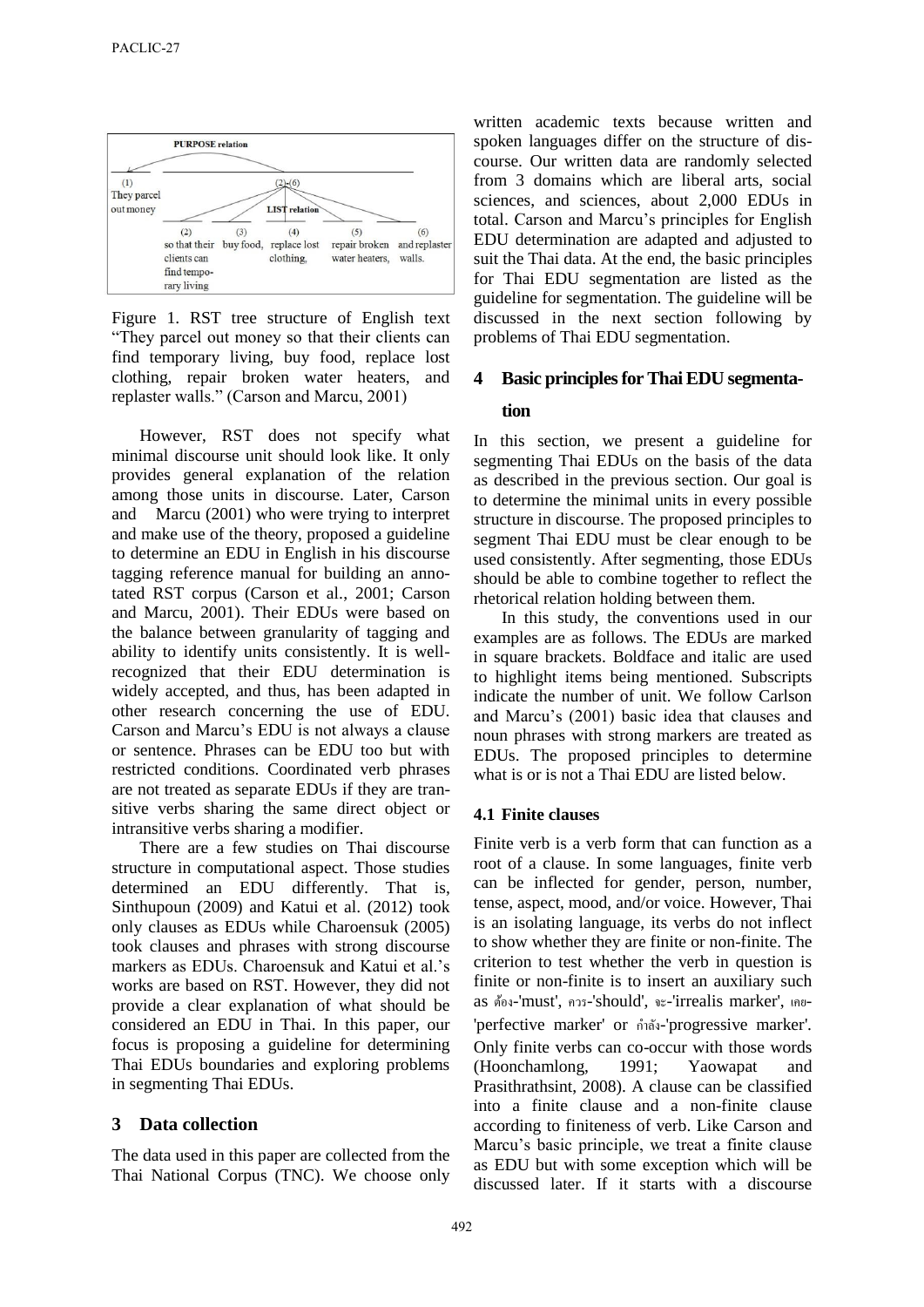Figure 1. RST tree structure of English text "They parcel out money so that their clients can find temporary living, buy food, replace lost clothing, repair broken water heaters, and replaster walls." (Carson and Marcu, 2001)

However, RST does not specify what minimal discourse unit should look like. It only provides general explanation of the relation among those units in discourse. Later, Carson and Marcu (2001) who were trying to interpret and make use of the theory, proposed a guideline to determine an EDU in English in his discourse tagging reference manual for building an annotated RST corpus (Carson et al., 2001; Carson and Marcu, 2001). Their EDUs were based on the balance between granularity of tagging and ability to identify units consistently. It is well-recognized that their EDU determination is widely accepted, and thus, has been adapted in other research concerning the use of EDU. Carson and Marcu's EDU is not always a clause or sentence. Phrases can be EDU too but with restricted conditions. Coordinated verb phrases are not treated as separate EDUs if they are transitive verbs sharing the same direct object or intransitive verbs sharing a modifier.

There are a few studies on Thai discourse structure in computational aspect. Those studies determined an EDU differently. That is, Sinthupoun (2009) and Katui et al. (2012) took only clauses as EDUs while Charoensuk (2005) took clauses and phrases with strong discourse markers as EDUs. Charoensuk and Katui et al.'s works are based on RST. However, they did not provide a clear explanation of what should be considered an EDU in Thai. In this paper, our focus is proposing a guideline for determining Thai EDUs boundaries and exploring problems in segmenting Thai EDUs.

## 3 Data collection

The data used in this paper are collected from the Thai National Corpus (TNC). We choose only written academic texts because written and spoken languages differ on the structure of discourse. Our written data are randomly selected from 3 domains which are liberal arts, social sciences, and sciences, about 2,000 EDUs in total. Carson and Marcu's principles for English EDU determination are adapted and adjusted to suit the Thai data. At the end, the basic principles for Thai EDU segmentation are listed as the guideline for segmentation. The guideline will be discussed in the next section following by problems of Thai EDU segmentation.

## 4 Basic principles for Thai EDU segmentation

In this section, we present a guideline for segmenting Thai EDUs on the basis of the data as described in the previous section. Our goal is to determine the minimal units in every possible structure in discourse. The proposed principles to segment Thai EDU must be clear enough to be used consistently. After segmenting, those EDUs should be able to combine together to reflect the rhetorical relation holding between them.

In this study, the conventions used in our examples are as follows. The EDUs are marked in square brackets. Boldface and italic are used to highlight items being mentioned. Subscripts indicate the number of unit. We follow Carlson and Marcu's (2001) basic idea that clauses and noun phrases with strong markers are treated as EDUs. The proposed principles to determine what is or is not a Thai EDU are listed below.

### 4.1 Finite clauses

Finite verb is a verb form that can function as a root of a clause. In some languages, finite verb can be inflected for gender, person, number, tense, aspect, mood, and/or voice. However, Thai is an isolating language, its verbs do not inflect to show whether they are finite or non-finite. The criterion to test whether the verb in question is finite or non-finite is to insert an auxiliary such as ต้อง-'must', ควร-'should', จะ-'irrealis marker', เคย-'perfective marker' or กำลัง-'progressive marker'. Only finite verbs can co-occur with those words (Hoonchamlong, 1991; Yaowapat and Prasithrathsint, 2008). A clause can be classified into a finite clause and a non-finite clause according to finiteness of verb. Like Carson and Marcu's basic principle, we treat a finite clause as EDU but with some exception which will be discussed later. If it starts with a discourse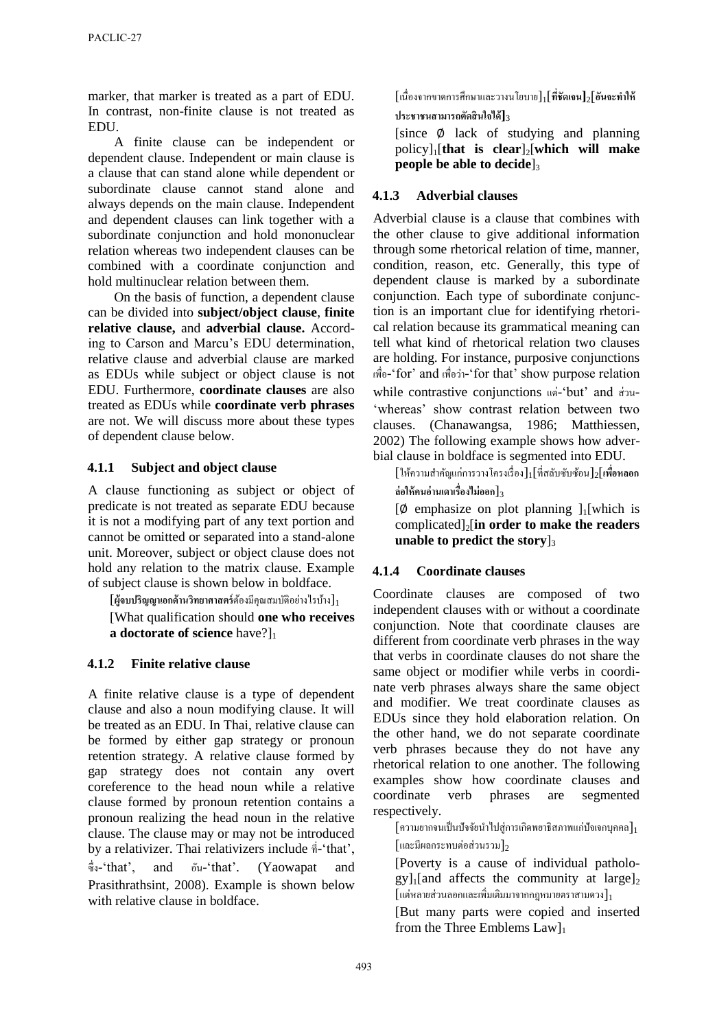marker, that marker is treated as a part of EDU. In contrast, non-finite clause is not treated as EDU.

A finite clause can be independent or dependent clause. Independent or main clause is a clause that can stand alone while dependent or subordinate clause cannot stand alone and always depends on the main clause. Independent and dependent clauses can link together with a subordinate conjunction and hold mononuclear relation whereas two independent clauses can be combined with a coordinate conjunction and hold multinuclear relation between them.

On the basis of function, a dependent clause can be divided into **subject/object clause**, **finite relative clause,** and **adverbial clause.** According to Carson and Marcu's EDU determination, relative clause and adverbial clause are marked as EDUs while subject or object clause is not EDU. Furthermore, **coordinate clauses** are also treated as EDUs while **coordinate verb phrases** are not. We will discuss more about these types of dependent clause below.

### 4.1.1 Subject and object clause

A clause functioning as subject or object of predicate is not treated as separate EDU because it is not a modifying part of any text portion and cannot be omitted or separated into a stand-alone unit. Moreover, subject or object clause does not hold any relation to the matrix clause. Example of subject clause is shown below in boldface.

[**ผู้จบปริญญาเอกด้านวิทยาศาสตร์**ต้องมีคุณสมบัติอย่างไรบ้าง]$_1$

[What qualification should **one who receives a doctorate of science** have?]$_1$

### 4.1.2 Finite relative clause

A finite relative clause is a type of dependent clause and also a noun modifying clause. It will be treated as an EDU. In Thai, relative clause can be formed by either gap strategy or pronoun retention strategy. A relative clause formed by gap strategy does not contain any overt coreference to the head noun while a relative clause formed by pronoun retention contains a pronoun realizing the head noun in the relative clause. The clause may or may not be introduced by a relativizer. Thai relativizers include ที่-'that', ซึ่ง-'that', and อัน-'that'. (Yaowapat and Prasithrathsint, 2008). Example is shown below with relative clause in boldface.

[เนื่องจากขาดการศึกษาและวางนโยบาย]$_1$[**ที่ชัดเจน**]$_2$[**อันจะทำให้ประชาชนสามารถตัดสินใจได้**]$_3$

[since Ø lack of studying and planning policy]$_1$[**that is clear**]$_2$[**which will make people be able to decide**]$_3$

### 4.1.3 Adverbial clauses

Adverbial clause is a clause that combines with the other clause to give additional information through some rhetorical relation of time, manner, condition, reason, etc. Generally, this type of dependent clause is marked by a subordinate conjunction. Each type of subordinate conjunction is an important clue for identifying rhetorical relation because its grammatical meaning can tell what kind of rhetorical relation two clauses are holding. For instance, purposive conjunctions เพื่อ-'for' and เพื่อว่า-'for that' show purpose relation while contrastive conjunctions แต่-'but' and ส่วน-'whereas' show contrast relation between two clauses. (Chanawangsa, 1986; Matthiessen, 2002) The following example shows how adverbial clause in boldface is segmented into EDU.

[ให้ความสำคัญแก่การวางโครงเรื่อง]$_1$[ที่สลับซับซ้อน]$_2$[**เพื่อหลอกล่อให้คนอ่านเดาเรื่องไม่ออก**]$_3$

[Ø emphasize on plot planning ]$_1$[which is complicated]$_2$[**in order to make the readers unable to predict the story**]$_3$

### 4.1.4 Coordinate clauses

Coordinate clauses are composed of two independent clauses with or without a coordinate conjunction. Note that coordinate clauses are different from coordinate verb phrases in the way that verbs in coordinate clauses do not share the same object or modifier while verbs in coordinate verb phrases always share the same object and modifier. We treat coordinate clauses as EDUs since they hold elaboration relation. On the other hand, we do not separate coordinate verb phrases because they do not have any rhetorical relation to one another. The following examples show how coordinate clauses and coordinate verb phrases are segmented respectively.

[ความยากจนเป็นปัจจัยนำไปสู่การเกิดพยาธิสภาพแก่ปัจเจกบุคคล]$_1$[และมีผลกระทบต่อส่วนรวม]$_2$

[Poverty is a cause of individual pathology]$_1$[and affects the community at large]$_2$

[แต่หลายส่วนลอกและเพิ่มเติมมาจากกฎหมายตราสามดวง]$_1$

[But many parts were copied and inserted from the Three Emblems Law]$_1$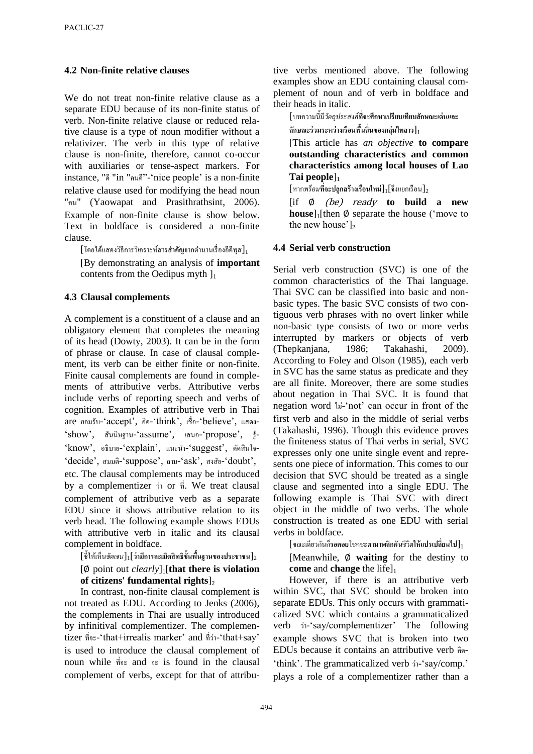### 4.2 Non-finite relative clauses

We do not treat non-finite relative clause as a separate EDU because of its non-finite status of verb. Non-finite relative clause or reduced relative clause is a type of noun modifier without a relativizer. The verb in this type of relative clause is non-finite, therefore, cannot co-occur with auxiliaries or tense-aspect markers. For instance, "ดี "in "คนดี"-'nice people' is a non-finite relative clause used for modifying the head noun "คน" (Yaowapat and Prasithrathsint, 2006). Example of non-finite clause is show below. Text in boldface is considered a non-finite clause.

[โดยได้แสดงวิธีการวิเคราะห์สาร**สำคัญ**จากตำนานเรื่องอีดิพุส]$_1$

[By demonstrating an analysis of **important** contents from the Oedipus myth ]$_1$

### 4.3 Clausal complements

A complement is a constituent of a clause and an obligatory element that completes the meaning of its head (Dowty, 2003). It can be in the form of phrase or clause. In case of clausal complement, its verb can be either finite or non-finite. Finite causal complements are found in complements of attributive verbs. Attributive verbs include verbs of reporting speech and verbs of cognition. Examples of attributive verb in Thai are ยอมรับ-'accept', คิด-'think', เชื่อ-'believe', แสดง-'show', สันนิษฐาน-'assume', เสนอ-'propose', รู้-'know', อธิบาย-'explain', แนะนำ-'suggest', ตัดสินใจ-'decide', สมมติ-'suppose', ถาม-'ask', สงสัย-'doubt', etc. The clausal complements may be introduced by a complementizer ว่า or ที่. We treat clausal complement of attributive verb as a separate EDU since it shows attributive relation to its verb head. The following example shows EDUs with attributive verb in italic and its clausal complement in boldface.

[ชี้ให้เห็น*ชัดเจน*]$_1$[**ว่ามีการละเมิดสิทธิขั้นพื้นฐานของประชาชน**]$_2$

[∅ point out *clearly*]$_1$[**that there is violation of citizens' fundamental rights**]$_2$

In contrast, non-finite clausal complement is not treated as EDU. According to Jenks (2006), the complements in Thai are usually introduced by infinitival complementizer. The complementizer ที่จะ-'that+irrealis marker' and ที่ว่า-'that+say' is used to introduce the clausal complement of noun while ที่จะ and จะ is found in the clausal complement of verbs, except for that of attributive verbs mentioned above. The following examples show an EDU containing clausal complement of noun and of verb in boldface and their heads in italic.

[บทความนี้มี*วัตถุประสงค์***ที่จะศึกษาเปรียบเทียบลักษณะเด่นและลักษณะร่วมระหว่างเรือนพื้นถิ่นของกลุ่มไทลาว**]$_1$

[This article has *an objective* **to compare outstanding characteristics and common characteristics among local houses of Lao Tai people**]$_1$

[หาก*พร้อม***ที่จะปลูกสร้างเรือนใหม่**]$_1$[จึงแยกเรือน]$_2$

[if ∅ *(be) ready* **to build a new house**]$_1$[then ∅ separate the house ('move to the new house']$_2$

### 4.4 Serial verb construction

Serial verb construction (SVC) is one of the common characteristics of the Thai language. Thai SVC can be classified into basic and non-basic types. The basic SVC consists of two contiguous verb phrases with no overt linker while non-basic type consists of two or more verbs interrupted by markers or objects of verb (Thepkanjana, 1986; Takahashi, 2009). According to Foley and Olson (1985), each verb in SVC has the same status as predicate and they are all finite. Moreover, there are some studies about negation in Thai SVC. It is found that negation word ไม่-'not' can occur in front of the first verb and also in the middle of serial verbs (Takahashi, 1996). Though this evidence proves the finiteness status of Thai verbs in serial, SVC expresses only one unite single event and represents one piece of information. This comes to our decision that SVC should be treated as a single clause and segmented into a single EDU. The following example is Thai SVC with direct object in the middle of two verbs. The whole construction is treated as one EDU with serial verbs in boldface.

[ขณะเดียวกันก็**รอคอย**โชคชะตา**มาพลิกผัน**ชีวิตให้แปรเปลี่ยนไป]$_1$

[Meanwhile, ∅ **waiting** for the destiny to **come** and **change** the life]$_1$

However, if there is an attributive verb within SVC, that SVC should be broken into separate EDUs. This only occurs with grammaticalized SVC which contains a grammaticalized verb ว่า-'say/complementizer' The following example shows SVC that is broken into two EDUs because it contains an attributive verb คิด-'think'. The grammaticalized verb ว่า-'say/comp.' plays a role of a complementizer rather than a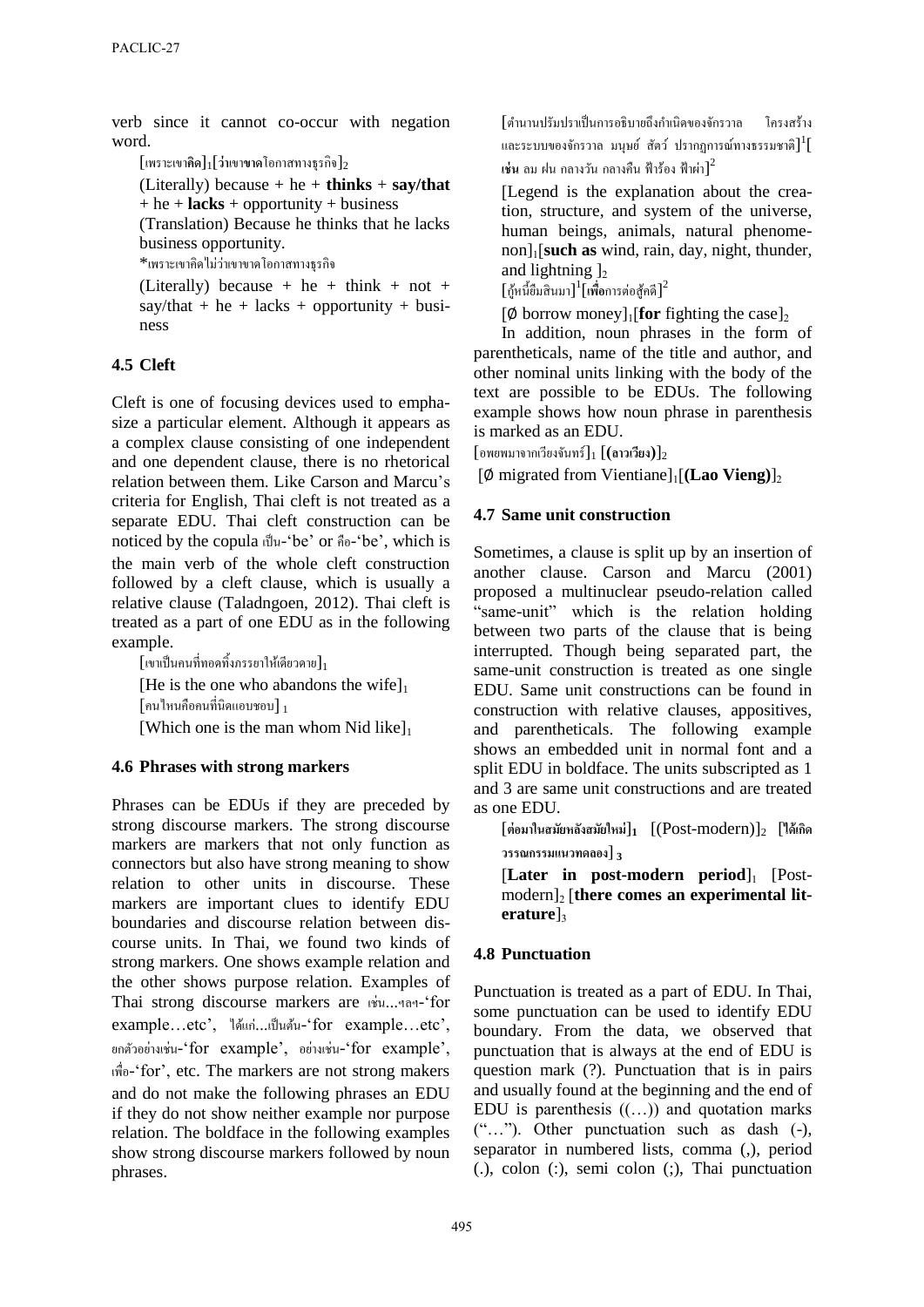verb since it cannot co-occur with negation word.

[เพราะเขา**คิด**]$_1$[**ว่า**เขา**ขาด**โอกาสทางธุรกิจ]$_2$

(Literally) because + he + **thinks** + **say/that** + he + **lacks** + opportunity + business

(Translation) Because he thinks that he lacks business opportunity.

*เพราะเขาคิดไม่ว่าเขาขาดโอกาสทางธุรกิจ

(Literally) because + he + think + not + say/that + he + lacks + opportunity + business

### 4.5 Cleft

Cleft is one of focusing devices used to emphasize a particular element. Although it appears as a complex clause consisting of one independent and one dependent clause, there is no rhetorical relation between them. Like Carson and Marcu's criteria for English, Thai cleft is not treated as a separate EDU. Thai cleft construction can be noticed by the copula เป็น-'be' or คือ-'be', which is the main verb of the whole cleft construction followed by a cleft clause, which is usually a relative clause (Taladngoen, 2012). Thai cleft is treated as a part of one EDU as in the following example.

[เขาเป็นคนที่ทอดทิ้งภรรยาให้เดียวดาย]$_1$

[He is the one who abandons the wife]$_1$

[คนไหนคือคนที่นิดแอบชอบ]$_1$

[Which one is the man whom Nid like]$_1$

### 4.6 Phrases with strong markers

Phrases can be EDUs if they are preceded by strong discourse markers. The strong discourse markers are markers that not only function as connectors but also have strong meaning to show relation to other units in discourse. These markers are important clues to identify EDU boundaries and discourse relation between discourse units. In Thai, we found two kinds of strong markers. One shows example relation and the other shows purpose relation. Examples of Thai strong discourse markers are เช่น...ฯลฯ-'for example…etc', ได้แก่...เป็นต้น-'for example…etc', ยกตัวอย่างเช่น-'for example', อย่างเช่น-'for example', เพื่อ-'for', etc. The markers are not strong makers and do not make the following phrases an EDU if they do not show neither example nor purpose relation. The boldface in the following examples show strong discourse markers followed by noun phrases.

[ตำนานปรัมปราเป็นการอธิบายถึงกำเนิดของจักรวาล โครงสร้างและระบบของจักรวาล มนุษย์ สัตว์ ปรากฏการณ์ทางธรรมชาติ][1][**เช่น** ลม ฝน กลางวัน กลางคืน ฟ้าร้อง ฟ้าผ่า][2]

[Legend is the explanation about the creation, structure, and system of the universe, human beings, animals, natural phenomenon]$_1$[**such as** wind, rain, day, night, thunder, and lightning ]$_2$

[กู้หนี้ยืมสินมา][1][**เพื่อ**การต่อสู้คดี][2]

[Ø borrow money]$_1$[**for** fighting the case]$_2$

In addition, noun phrases in the form of parentheticals, name of the title and author, and other nominal units linking with the body of the text are possible to be EDUs. The following example shows how noun phrase in parenthesis is marked as an EDU.

[อพยพมาจากเวียงจันทร์]$_1$ [**(ลาวเวียง)**]$_2$

[Ø migrated from Vientiane]$_1$[**(Lao Vieng)**]$_2$

### 4.7 Same unit construction

Sometimes, a clause is split up by an insertion of another clause. Carson and Marcu (2001) proposed a multinuclear pseudo-relation called "same-unit" which is the relation holding between two parts of the clause that is being interrupted. Though being separated part, the same-unit construction is treated as one single EDU. Same unit constructions can be found in construction with relative clauses, appositives, and parentheticals. The following example shows an embedded unit in normal font and a split EDU in boldface. The units subscripted as 1 and 3 are same unit constructions and are treated as one EDU.

[**ต่อมาในสมัยหลังสมัยใหม่**]$_1$ [(Post-modern)]$_2$ [**ได้เกิดวรรณกรรมแนวทดลอง**]$_3$

[**Later in post-modern period**]$_1$ [Post-modern]$_2$ [**there comes an experimental literature**]$_3$

### 4.8 Punctuation

Punctuation is treated as a part of EDU. In Thai, some punctuation can be used to identify EDU boundary. From the data, we observed that punctuation that is always at the end of EDU is question mark (?). Punctuation that is in pairs and usually found at the beginning and the end of EDU is parenthesis ((…)) and quotation marks ("…"). Other punctuation such as dash (-), separator in numbered lists, comma (,), period (.), colon (:), semi colon (;), Thai punctuation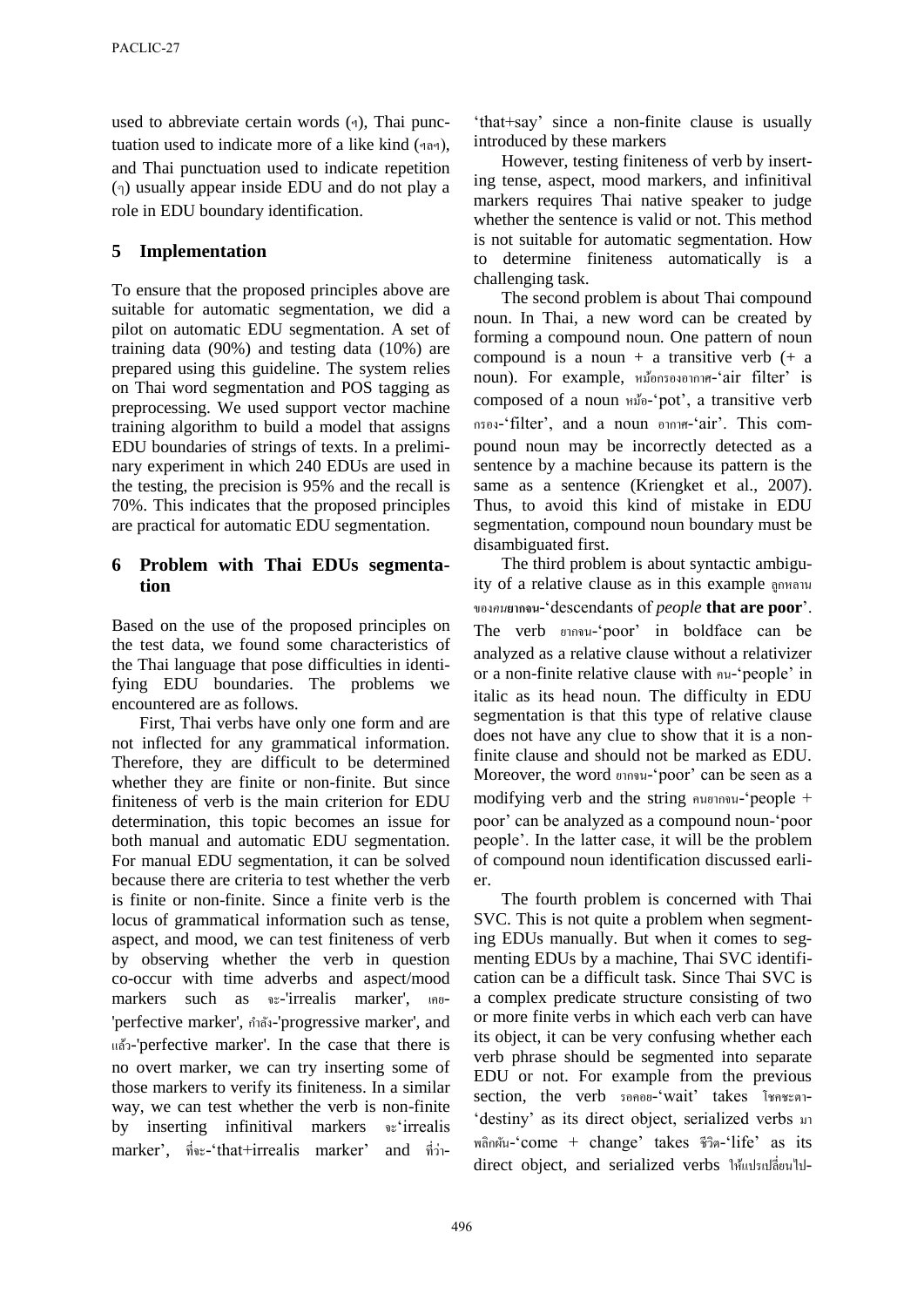used to abbreviate certain words (ฯ), Thai punctuation used to indicate more of a like kind (ฯลฯ), and Thai punctuation used to indicate repetition (ๆ) usually appear inside EDU and do not play a role in EDU boundary identification.

## 5 Implementation

To ensure that the proposed principles above are suitable for automatic segmentation, we did a pilot on automatic EDU segmentation. A set of training data (90%) and testing data (10%) are prepared using this guideline. The system relies on Thai word segmentation and POS tagging as preprocessing. We used support vector machine training algorithm to build a model that assigns EDU boundaries of strings of texts. In a preliminary experiment in which 240 EDUs are used in the testing, the precision is 95% and the recall is 70%. This indicates that the proposed principles are practical for automatic EDU segmentation.

## 6 Problem with Thai EDUs segmentation

Based on the use of the proposed principles on the test data, we found some characteristics of the Thai language that pose difficulties in identifying EDU boundaries. The problems we encountered are as follows.

First, Thai verbs have only one form and are not inflected for any grammatical information. Therefore, they are difficult to be determined whether they are finite or non-finite. But since finiteness of verb is the main criterion for EDU determination, this topic becomes an issue for both manual and automatic EDU segmentation. For manual EDU segmentation, it can be solved because there are criteria to test whether the verb is finite or non-finite. Since a finite verb is the locus of grammatical information such as tense, aspect, and mood, we can test finiteness of verb by observing whether the verb in question co-occur with time adverbs and aspect/mood markers such as จะ-'irrealis marker', เคย-'perfective marker', กำลัง-'progressive marker', and แล้ว-'perfective marker'. In the case that there is no overt marker, we can try inserting some of those markers to verify its finiteness. In a similar way, we can test whether the verb is non-finite by inserting infinitival markers จะ'irrealis marker', ที่จะ-'that+irrealis marker' and ที่ว่า-'that+say' since a non-finite clause is usually introduced by these markers

However, testing finiteness of verb by inserting tense, aspect, mood markers, and infinitival markers requires Thai native speaker to judge whether the sentence is valid or not. This method is not suitable for automatic segmentation. How to determine finiteness automatically is a challenging task.

The second problem is about Thai compound noun. In Thai, a new word can be created by forming a compound noun. One pattern of noun compound is a noun + a transitive verb (+ a noun). For example, หม้อกรองอากาศ-'air filter' is composed of a noun หม้อ-'pot', a transitive verb กรอง-'filter', and a noun อากาศ-'air'. This compound noun may be incorrectly detected as a sentence by a machine because its pattern is the same as a sentence (Kriengket et al., 2007). Thus, to avoid this kind of mistake in EDU segmentation, compound noun boundary must be disambiguated first.

The third problem is about syntactic ambiguity of a relative clause as in this example ลูกหลานของ*คน***ยากจน**-'descendants of *people* **that are poor**'. The verb ยากจน-'poor' in boldface can be analyzed as a relative clause without a relativizer or a non-finite relative clause with คน-'people' in italic as its head noun. The difficulty in EDU segmentation is that this type of relative clause does not have any clue to show that it is a non-finite clause and should not be marked as EDU. Moreover, the word ยากจน-'poor' can be seen as a modifying verb and the string คนยากจน-'people + poor' can be analyzed as a compound noun-'poor people'. In the latter case, it will be the problem of compound noun identification discussed earlier.

The fourth problem is concerned with Thai SVC. This is not quite a problem when segmenting EDUs manually. But when it comes to segmenting EDUs by a machine, Thai SVC identification can be a difficult task. Since Thai SVC is a complex predicate structure consisting of two or more finite verbs in which each verb can have its object, it can be very confusing whether each verb phrase should be segmented into separate EDU or not. For example from the previous section, the verb รอคอย-'wait' takes โชคชะตา-'destiny' as its direct object, serialized verbs มาพลิกผัน-'come + change' takes ชีวิต-'life' as its direct object, and serialized verbs ให้แปรเปลี่ยนไป-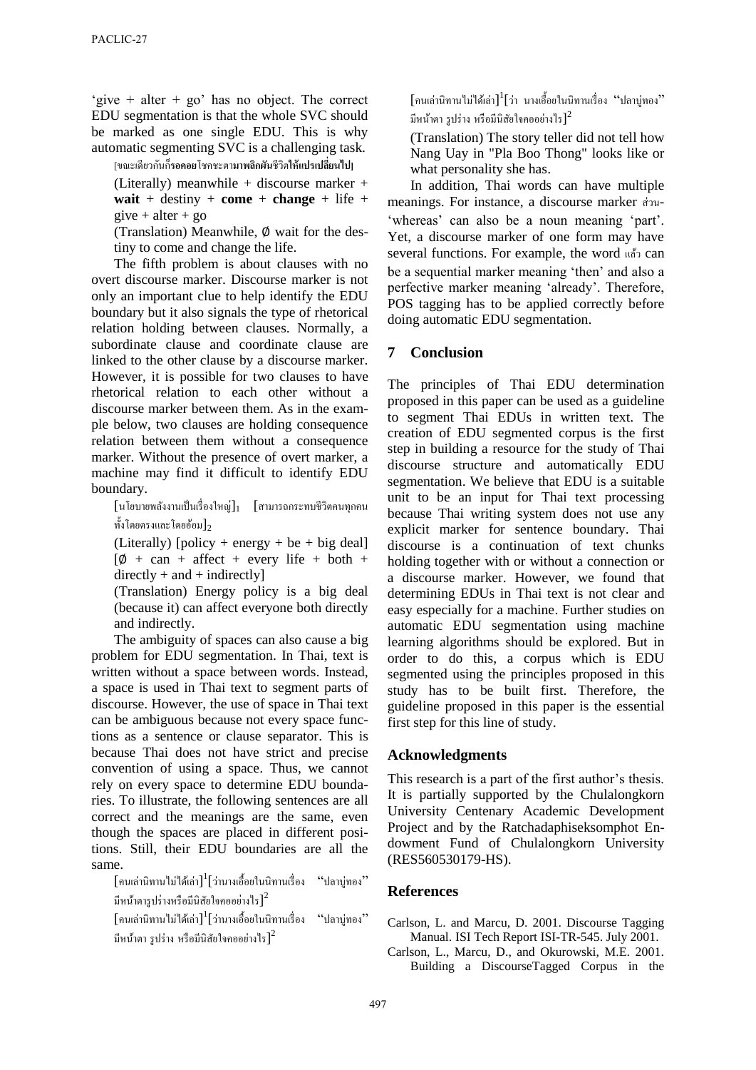'give + alter + go' has no object. The correct EDU segmentation is that the whole SVC should be marked as one single EDU. This is why automatic segmenting SVC is a challenging task.

[ขณะเดียวกันก็**รอคอย**โชคชะตา**มาพลิกผัน**ชีวิต**ให้แปรเปลี่ยนไป**]

(Literally) meanwhile + discourse marker + **wait** + destiny + **come** + **change** + life + give + alter + go

(Translation) Meanwhile, ∅ wait for the destiny to come and change the life.

The fifth problem is about clauses with no overt discourse marker. Discourse marker is not only an important clue to help identify the EDU boundary but it also signals the type of rhetorical relation holding between clauses. Normally, a subordinate clause and coordinate clause are linked to the other clause by a discourse marker. However, it is possible for two clauses to have rhetorical relation to each other without a discourse marker between them. As in the example below, two clauses are holding consequence relation between them without a consequence marker. Without the presence of overt marker, a machine may find it difficult to identify EDU boundary.

$[$นโยบายพลังงานเป็นเรื่องใหญ่$]_1$ $[$สามารถกระทบชีวิตคนทุกคนทั้งโดยตรงและโดยอ้อม$]_2$

(Literally) [policy + energy + be + big deal] [∅ + can + affect + every life + both + directly + and + indirectly]

(Translation) Energy policy is a big deal (because it) can affect everyone both directly and indirectly.

The ambiguity of spaces can also cause a big problem for EDU segmentation. In Thai, text is written without a space between words. Instead, a space is used in Thai text to segment parts of discourse. However, the use of space in Thai text can be ambiguous because not every space functions as a sentence or clause separator. This is because Thai does not have strict and precise convention of using a space. Thus, we cannot rely on every space to determine EDU boundaries. To illustrate, the following sentences are all correct and the meanings are the same, even though the spaces are placed in different positions. Still, their EDU boundaries are all the same.

[คนเล่านิทานไม่ได้เล่า][1][ว่านางเอื้อยในนิทานเรื่อง "ปลาบู่ทอง" มีหน้าตารูปร่างหรือมีนิสัยใจคออย่างไร][2]

[คนเล่านิทานไม่ได้เล่า][1][ว่านางเอื้อยในนิทานเรื่อง "ปลาบู่ทอง" มีหน้าตา รูปร่าง หรือมีนิสัยใจคออย่างไร][2]

[คนเล่านิทานไม่ได้เล่า][1][ว่า นางเอื้อยในนิทานเรื่อง "ปลาบู่ทอง" มีหน้าตา รูปร่าง หรือมีนิสัยใจคออย่างไร][2]

(Translation) The story teller did not tell how Nang Uay in "Pla Boo Thong" looks like or what personality she has.

In addition, Thai words can have multiple meanings. For instance, a discourse marker ส่วน- 'whereas' can also be a noun meaning 'part'. Yet, a discourse marker of one form may have several functions. For example, the word แล้ว can be a sequential marker meaning 'then' and also a perfective marker meaning 'already'. Therefore, POS tagging has to be applied correctly before doing automatic EDU segmentation.

## 7 Conclusion

The principles of Thai EDU determination proposed in this paper can be used as a guideline to segment Thai EDUs in written text. The creation of EDU segmented corpus is the first step in building a resource for the study of Thai discourse structure and automatically EDU segmentation. We believe that EDU is a suitable unit to be an input for Thai text processing because Thai writing system does not use any explicit marker for sentence boundary. Thai discourse is a continuation of text chunks holding together with or without a connection or a discourse marker. However, we found that determining EDUs in Thai text is not clear and easy especially for a machine. Further studies on automatic EDU segmentation using machine learning algorithms should be explored. But in order to do this, a corpus which is EDU segmented using the principles proposed in this study has to be built first. Therefore, the guideline proposed in this paper is the essential first step for this line of study.

## Acknowledgments

This research is a part of the first author's thesis. It is partially supported by the Chulalongkorn University Centenary Academic Development Project and by the Ratchadaphiseksomphot Endowment Fund of Chulalongkorn University (RES560530179-HS).

## References

Carlson, L. and Marcu, D. 2001. Discourse Tagging Manual. ISI Tech Report ISI-TR-545. July 2001.

Carlson, L., Marcu, D., and Okurowski, M.E. 2001. Building a DiscourseTagged Corpus in the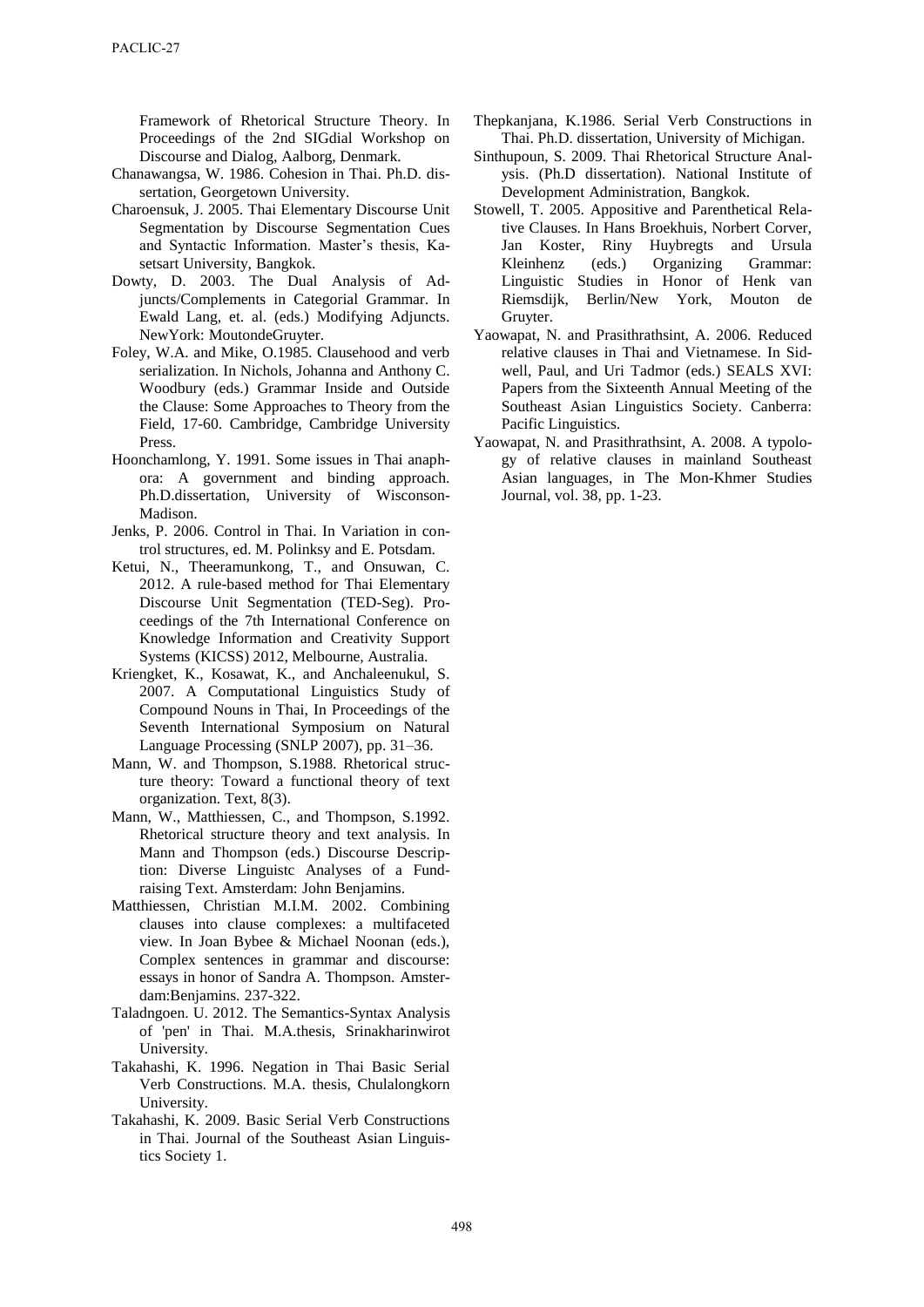Framework of Rhetorical Structure Theory. In Proceedings of the 2nd SIGdial Workshop on Discourse and Dialog, Aalborg, Denmark.

Chanawangsa, W. 1986. Cohesion in Thai. Ph.D. dissertation, Georgetown University.

Charoensuk, J. 2005. Thai Elementary Discourse Unit Segmentation by Discourse Segmentation Cues and Syntactic Information. Master's thesis, Kasetsart University, Bangkok.

Dowty, D. 2003. The Dual Analysis of Adjuncts/Complements in Categorial Grammar. In Ewald Lang, et. al. (eds.) Modifying Adjuncts. NewYork: MoutondeGruyter.

Foley, W.A. and Mike, O.1985. Clausehood and verb serialization. In Nichols, Johanna and Anthony C. Woodbury (eds.) Grammar Inside and Outside the Clause: Some Approaches to Theory from the Field, 17-60. Cambridge, Cambridge University Press.

Hoonchamlong, Y. 1991. Some issues in Thai anaphora: A government and binding approach. Ph.D.dissertation, University of Wisconson-Madison.

Jenks, P. 2006. Control in Thai. In Variation in control structures, ed. M. Polinksy and E. Potsdam.

Ketui, N., Theeramunkong, T., and Onsuwan, C. 2012. A rule-based method for Thai Elementary Discourse Unit Segmentation (TED-Seg). Proceedings of the 7th International Conference on Knowledge Information and Creativity Support Systems (KICSS) 2012, Melbourne, Australia.

Kriengket, K., Kosawat, K., and Anchaleenukul, S. 2007. A Computational Linguistics Study of Compound Nouns in Thai, In Proceedings of the Seventh International Symposium on Natural Language Processing (SNLP 2007), pp. 31–36.

Mann, W. and Thompson, S.1988. Rhetorical structure theory: Toward a functional theory of text organization. Text, 8(3).

Mann, W., Matthiessen, C., and Thompson, S.1992. Rhetorical structure theory and text analysis. In Mann and Thompson (eds.) Discourse Description: Diverse Linguistc Analyses of a Fund-raising Text. Amsterdam: John Benjamins.

Matthiessen, Christian M.I.M. 2002. Combining clauses into clause complexes: a multifaceted view. In Joan Bybee & Michael Noonan (eds.), Complex sentences in grammar and discourse: essays in honor of Sandra A. Thompson. Amsterdam:Benjamins. 237-322.

Taladngoen. U. 2012. The Semantics-Syntax Analysis of 'pen' in Thai. M.A.thesis, Srinakharinwirot University.

Takahashi, K. 1996. Negation in Thai Basic Serial Verb Constructions. M.A. thesis, Chulalongkorn University.

Takahashi, K. 2009. Basic Serial Verb Constructions in Thai. Journal of the Southeast Asian Linguistics Society 1.

Thepkanjana, K.1986. Serial Verb Constructions in Thai. Ph.D. dissertation, University of Michigan.

Sinthupoun, S. 2009. Thai Rhetorical Structure Analysis. (Ph.D dissertation). National Institute of Development Administration, Bangkok.

Stowell, T. 2005. Appositive and Parenthetical Relative Clauses. In Hans Broekhuis, Norbert Corver, Jan Koster, Riny Huybregts and Ursula Kleinhenz (eds.) Organizing Grammar: Linguistic Studies in Honor of Henk van Riemsdijk, Berlin/New York, Mouton de Gruyter.

Yaowapat, N. and Prasithrathsint, A. 2006. Reduced relative clauses in Thai and Vietnamese. In Sidwell, Paul, and Uri Tadmor (eds.) SEALS XVI: Papers from the Sixteenth Annual Meeting of the Southeast Asian Linguistics Society. Canberra: Pacific Linguistics.

Yaowapat, N. and Prasithrathsint, A. 2008. A typology of relative clauses in mainland Southeast Asian languages, in The Mon-Khmer Studies Journal, vol. 38, pp. 1-23.